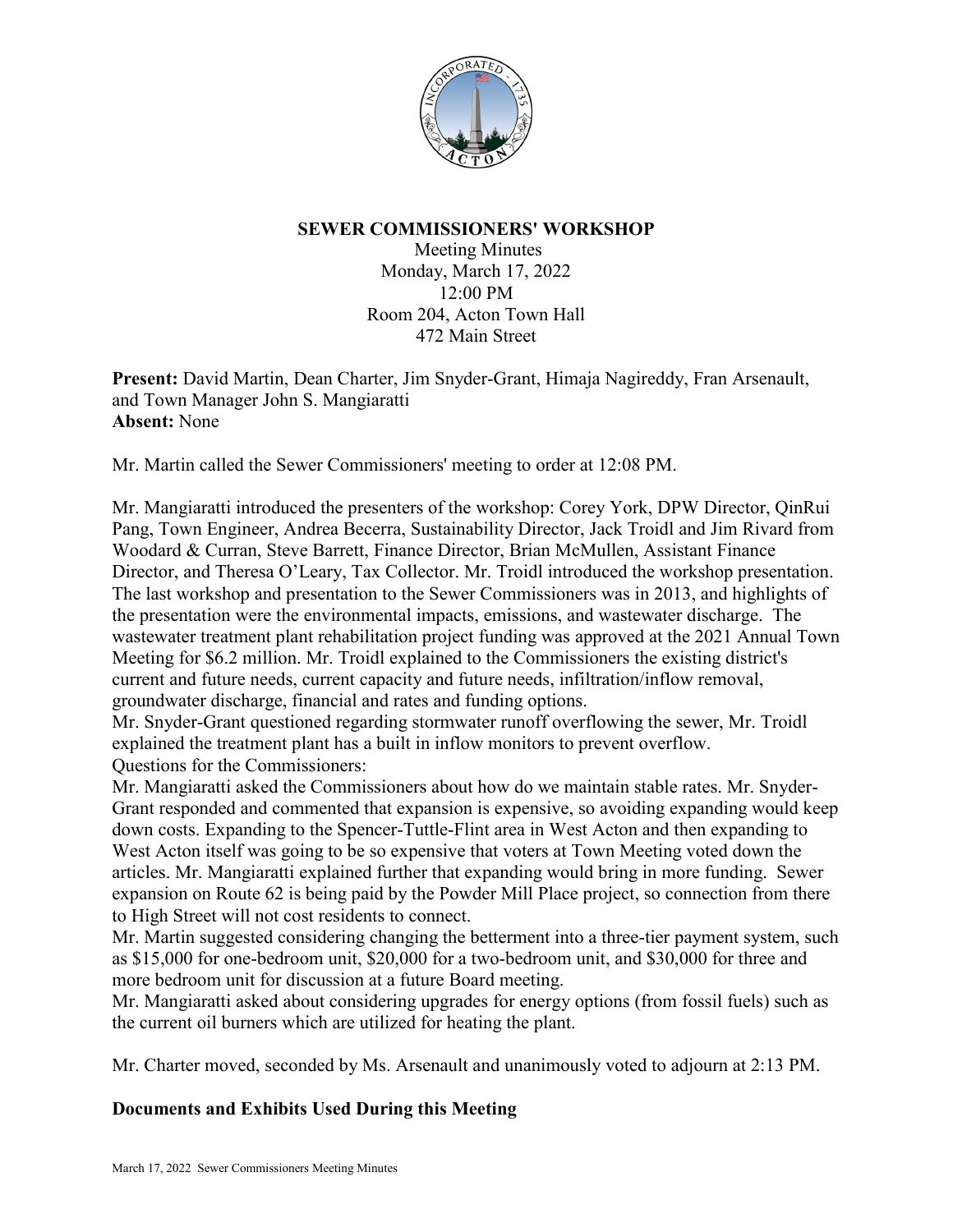## SEWER COMMISSIONERS' WORKSHOP

Meeting Minutes
Monday, March 17, 2022
12:00 PM
Room 204, Acton Town Hall
472 Main Street

**Present:** David Martin, Dean Charter, Jim Snyder-Grant, Himaja Nagireddy, Fran Arsenault, and Town Manager John S. Mangiaratti
**Absent:** None

Mr. Martin called the Sewer Commissioners' meeting to order at 12:08 PM.

Mr. Mangiaratti introduced the presenters of the workshop: Corey York, DPW Director, QinRui Pang, Town Engineer, Andrea Becerra, Sustainability Director, Jack Troidl and Jim Rivard from Woodard & Curran, Steve Barrett, Finance Director, Brian McMullen, Assistant Finance Director, and Theresa O'Leary, Tax Collector. Mr. Troidl introduced the workshop presentation. The last workshop and presentation to the Sewer Commissioners was in 2013, and highlights of the presentation were the environmental impacts, emissions, and wastewater discharge. The wastewater treatment plant rehabilitation project funding was approved at the 2021 Annual Town Meeting for $6.2 million. Mr. Troidl explained to the Commissioners the existing district's current and future needs, current capacity and future needs, infiltration/inflow removal, groundwater discharge, financial and rates and funding options.
Mr. Snyder-Grant questioned regarding stormwater runoff overflowing the sewer, Mr. Troidl explained the treatment plant has a built in inflow monitors to prevent overflow.
Questions for the Commissioners:
Mr. Mangiaratti asked the Commissioners about how do we maintain stable rates. Mr. Snyder-Grant responded and commented that expansion is expensive, so avoiding expanding would keep down costs. Expanding to the Spencer-Tuttle-Flint area in West Acton and then expanding to West Acton itself was going to be so expensive that voters at Town Meeting voted down the articles. Mr. Mangiaratti explained further that expanding would bring in more funding. Sewer expansion on Route 62 is being paid by the Powder Mill Place project, so connection from there to High Street will not cost residents to connect.
Mr. Martin suggested considering changing the betterment into a three-tier payment system, such as $15,000 for one-bedroom unit, $20,000 for a two-bedroom unit, and $30,000 for three and more bedroom unit for discussion at a future Board meeting.
Mr. Mangiaratti asked about considering upgrades for energy options (from fossil fuels) such as the current oil burners which are utilized for heating the plant.

Mr. Charter moved, seconded by Ms. Arsenault and unanimously voted to adjourn at 2:13 PM.

### Documents and Exhibits Used During this Meeting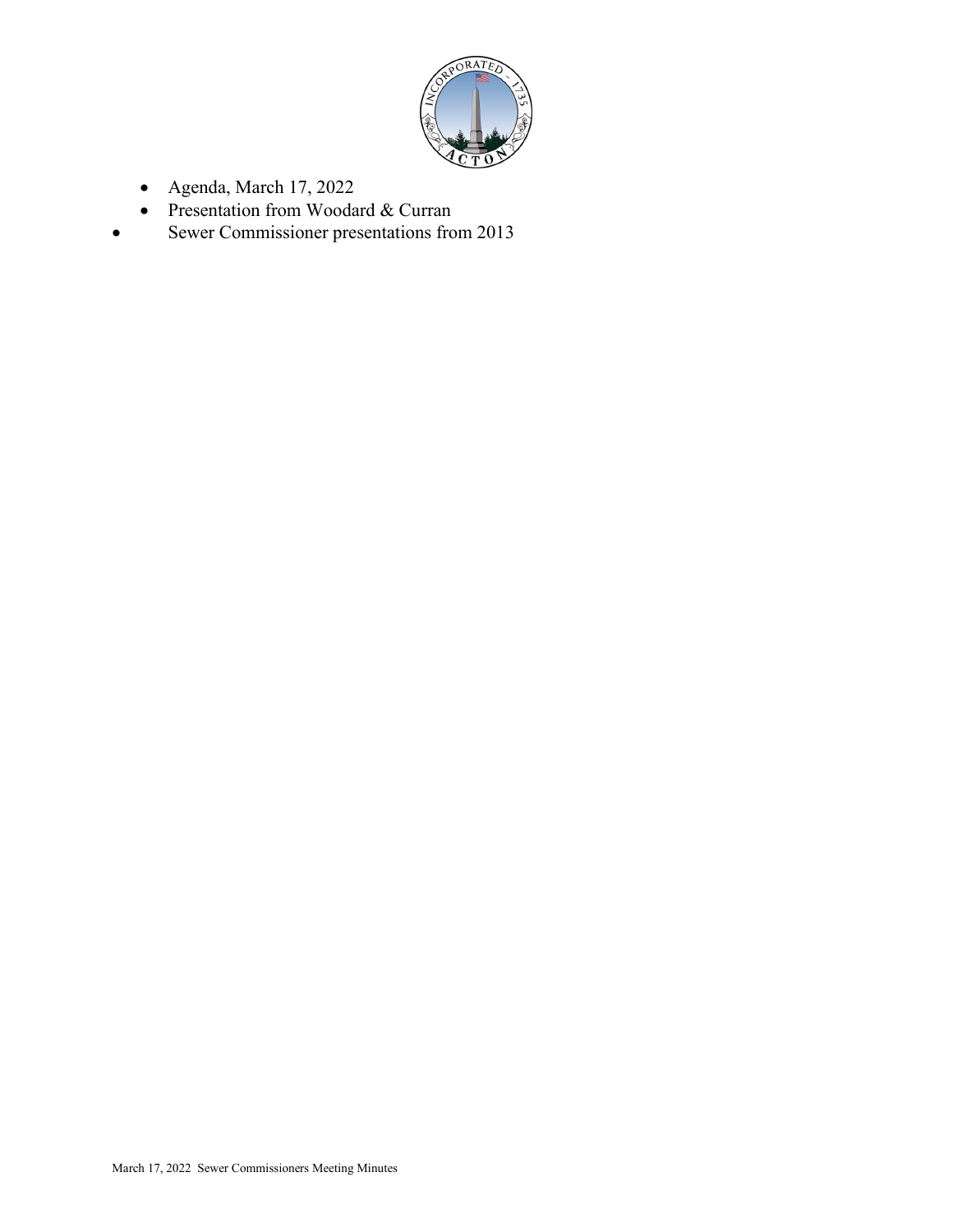- Agenda, March 17, 2022
- Presentation from Woodard & Curran
- Sewer Commissioner presentations from 2013